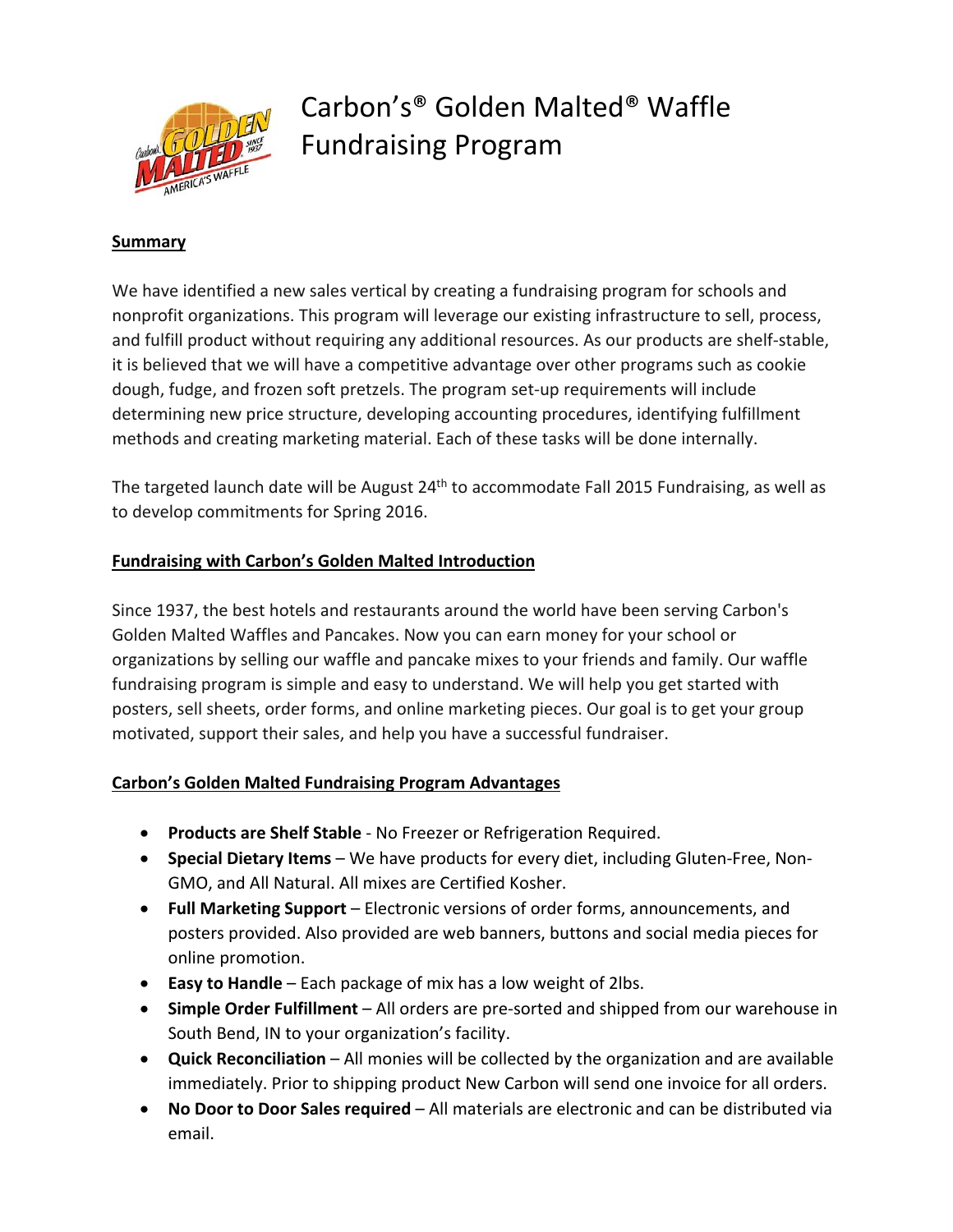# Carbon's® Golden Malted® Waffle Fundraising Program

**Summary**

We have identified a new sales vertical by creating a fundraising program for schools and nonprofit organizations. This program will leverage our existing infrastructure to sell, process, and fulfill product without requiring any additional resources. As our products are shelf-stable, it is believed that we will have a competitive advantage over other programs such as cookie dough, fudge, and frozen soft pretzels. The program set-up requirements will include determining new price structure, developing accounting procedures, identifying fulfillment methods and creating marketing material. Each of these tasks will be done internally.

The targeted launch date will be August 24th to accommodate Fall 2015 Fundraising, as well as to develop commitments for Spring 2016.

**Fundraising with Carbon's Golden Malted Introduction**

Since 1937, the best hotels and restaurants around the world have been serving Carbon's Golden Malted Waffles and Pancakes. Now you can earn money for your school or organizations by selling our waffle and pancake mixes to your friends and family. Our waffle fundraising program is simple and easy to understand. We will help you get started with posters, sell sheets, order forms, and online marketing pieces. Our goal is to get your group motivated, support their sales, and help you have a successful fundraiser.

**Carbon's Golden Malted Fundraising Program Advantages**

- **Products are Shelf Stable** - No Freezer or Refrigeration Required.
- **Special Dietary Items** – We have products for every diet, including Gluten-Free, Non-GMO, and All Natural. All mixes are Certified Kosher.
- **Full Marketing Support** – Electronic versions of order forms, announcements, and posters provided. Also provided are web banners, buttons and social media pieces for online promotion.
- **Easy to Handle** – Each package of mix has a low weight of 2lbs.
- **Simple Order Fulfillment** – All orders are pre-sorted and shipped from our warehouse in South Bend, IN to your organization's facility.
- **Quick Reconciliation** – All monies will be collected by the organization and are available immediately. Prior to shipping product New Carbon will send one invoice for all orders.
- **No Door to Door Sales required** – All materials are electronic and can be distributed via email.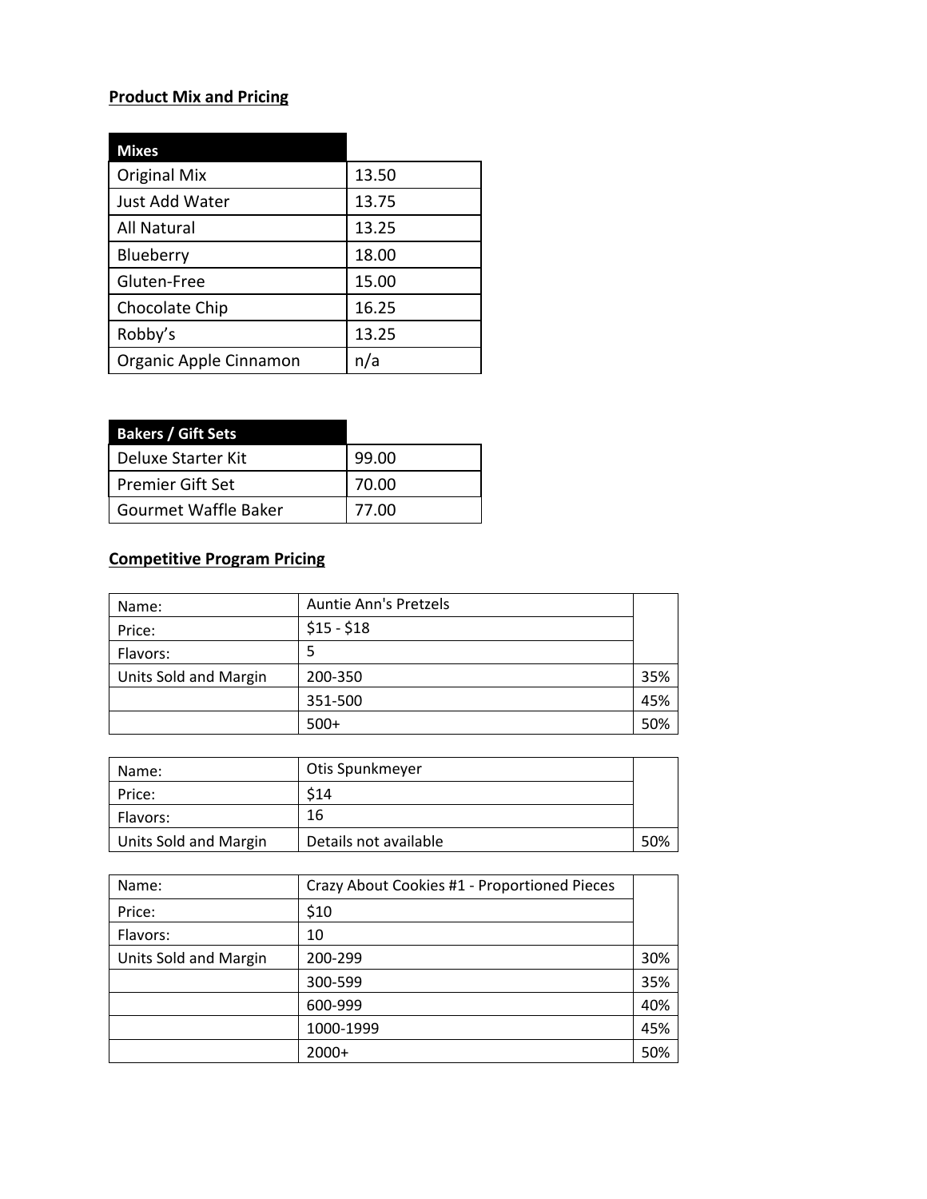**Product Mix and Pricing**

| Mixes | |
|---|---|
| Original Mix | 13.50 |
| Just Add Water | 13.75 |
| All Natural | 13.25 |
| Blueberry | 18.00 |
| Gluten-Free | 15.00 |
| Chocolate Chip | 16.25 |
| Robby's | 13.25 |
| Organic Apple Cinnamon | n/a |

| Bakers / Gift Sets | |
|---|---|
| Deluxe Starter Kit | 99.00 |
| Premier Gift Set | 70.00 |
| Gourmet Waffle Baker | 77.00 |

**Competitive Program Pricing**

| | | |
|---|---|---|
| Name: | Auntie Ann's Pretzels | |
| Price: | $15 - $18 | |
| Flavors: | 5 | |
| Units Sold and Margin | 200-350 | 35% |
| | 351-500 | 45% |
| | 500+ | 50% |

| | | |
|---|---|---|
| Name: | Otis Spunkmeyer | |
| Price: | $14 | |
| Flavors: | 16 | |
| Units Sold and Margin | Details not available | 50% |

| | | |
|---|---|---|
| Name: | Crazy About Cookies #1 - Proportioned Pieces | |
| Price: | $10 | |
| Flavors: | 10 | |
| Units Sold and Margin | 200-299 | 30% |
| | 300-599 | 35% |
| | 600-999 | 40% |
| | 1000-1999 | 45% |
| | 2000+ | 50% |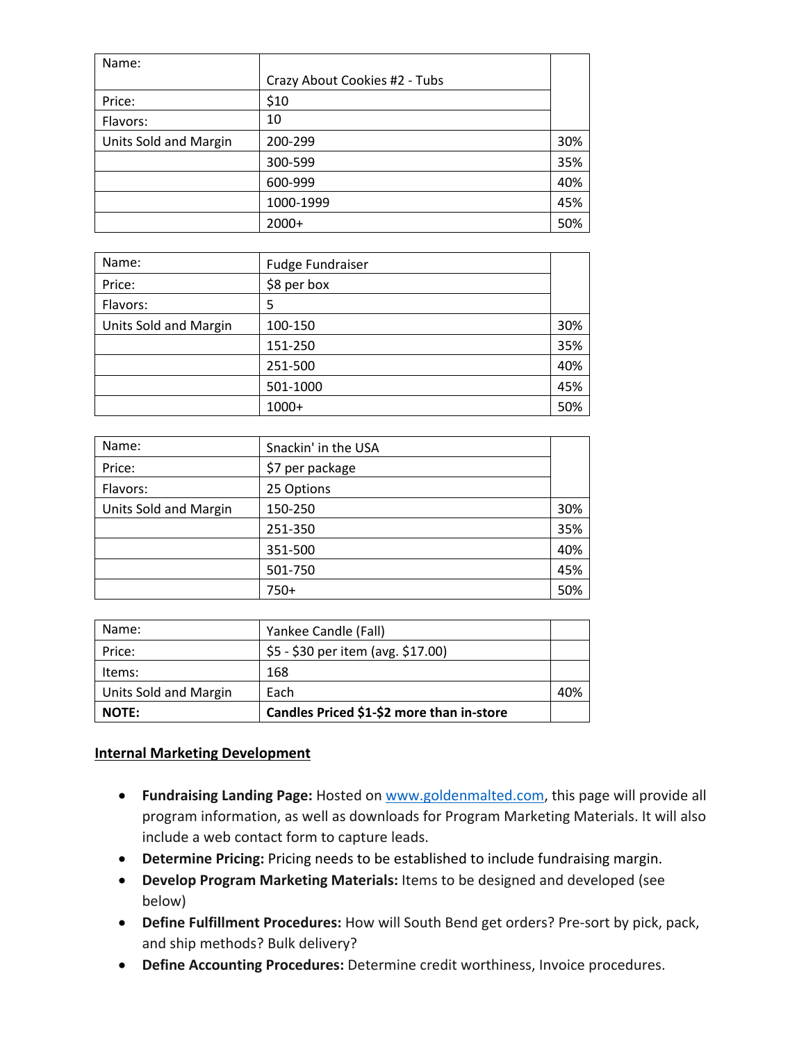| Name: | Crazy About Cookies #2 - Tubs | |
|---|---|---|
| Price: | $10 | |
| Flavors: | 10 | |
| Units Sold and Margin | 200-299 | 30% |
| | 300-599 | 35% |
| | 600-999 | 40% |
| | 1000-1999 | 45% |
| | 2000+ | 50% |

| Name: | Fudge Fundraiser | |
|---|---|---|
| Price: | $8 per box | |
| Flavors: | 5 | |
| Units Sold and Margin | 100-150 | 30% |
| | 151-250 | 35% |
| | 251-500 | 40% |
| | 501-1000 | 45% |
| | 1000+ | 50% |

| Name: | Snackin' in the USA | |
|---|---|---|
| Price: | $7 per package | |
| Flavors: | 25 Options | |
| Units Sold and Margin | 150-250 | 30% |
| | 251-350 | 35% |
| | 351-500 | 40% |
| | 501-750 | 45% |
| | 750+ | 50% |

| Name: | Yankee Candle (Fall) | |
|---|---|---|
| Price: | $5 - $30 per item (avg. $17.00) | |
| Items: | 168 | |
| Units Sold and Margin | Each | 40% |
| **NOTE:** | **Candles Priced $1-$2 more than in-store** | |

**Internal Marketing Development**

- **Fundraising Landing Page:** Hosted on www.goldenmalted.com, this page will provide all program information, as well as downloads for Program Marketing Materials. It will also include a web contact form to capture leads.
- **Determine Pricing:** Pricing needs to be established to include fundraising margin.
- **Develop Program Marketing Materials:** Items to be designed and developed (see below)
- **Define Fulfillment Procedures:** How will South Bend get orders? Pre-sort by pick, pack, and ship methods? Bulk delivery?
- **Define Accounting Procedures:** Determine credit worthiness, Invoice procedures.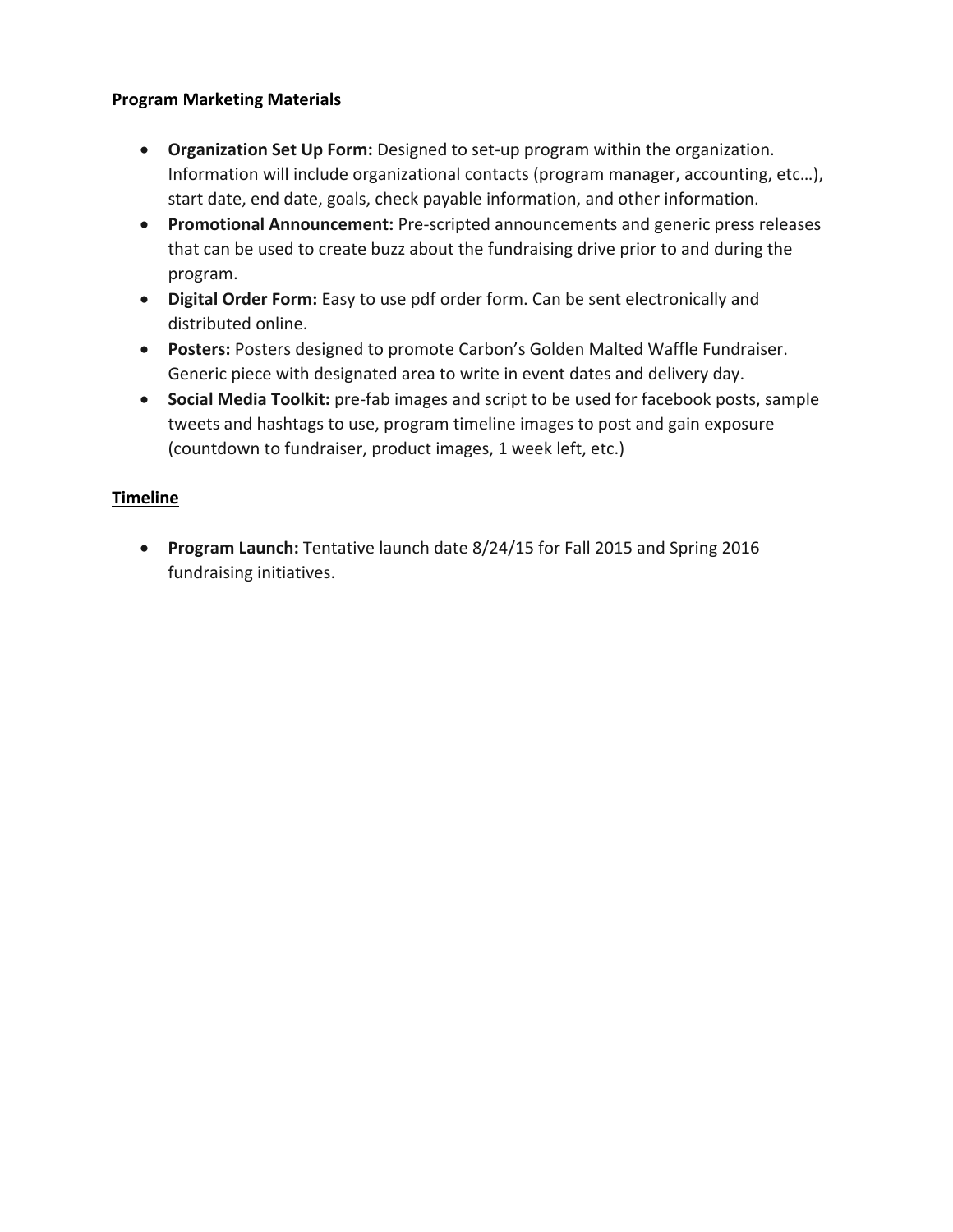**Program Marketing Materials**

- **Organization Set Up Form:** Designed to set-up program within the organization. Information will include organizational contacts (program manager, accounting, etc…), start date, end date, goals, check payable information, and other information.
- **Promotional Announcement:** Pre-scripted announcements and generic press releases that can be used to create buzz about the fundraising drive prior to and during the program.
- **Digital Order Form:** Easy to use pdf order form. Can be sent electronically and distributed online.
- **Posters:** Posters designed to promote Carbon's Golden Malted Waffle Fundraiser. Generic piece with designated area to write in event dates and delivery day.
- **Social Media Toolkit:** pre-fab images and script to be used for facebook posts, sample tweets and hashtags to use, program timeline images to post and gain exposure (countdown to fundraiser, product images, 1 week left, etc.)

**Timeline**

- **Program Launch:** Tentative launch date 8/24/15 for Fall 2015 and Spring 2016 fundraising initiatives.